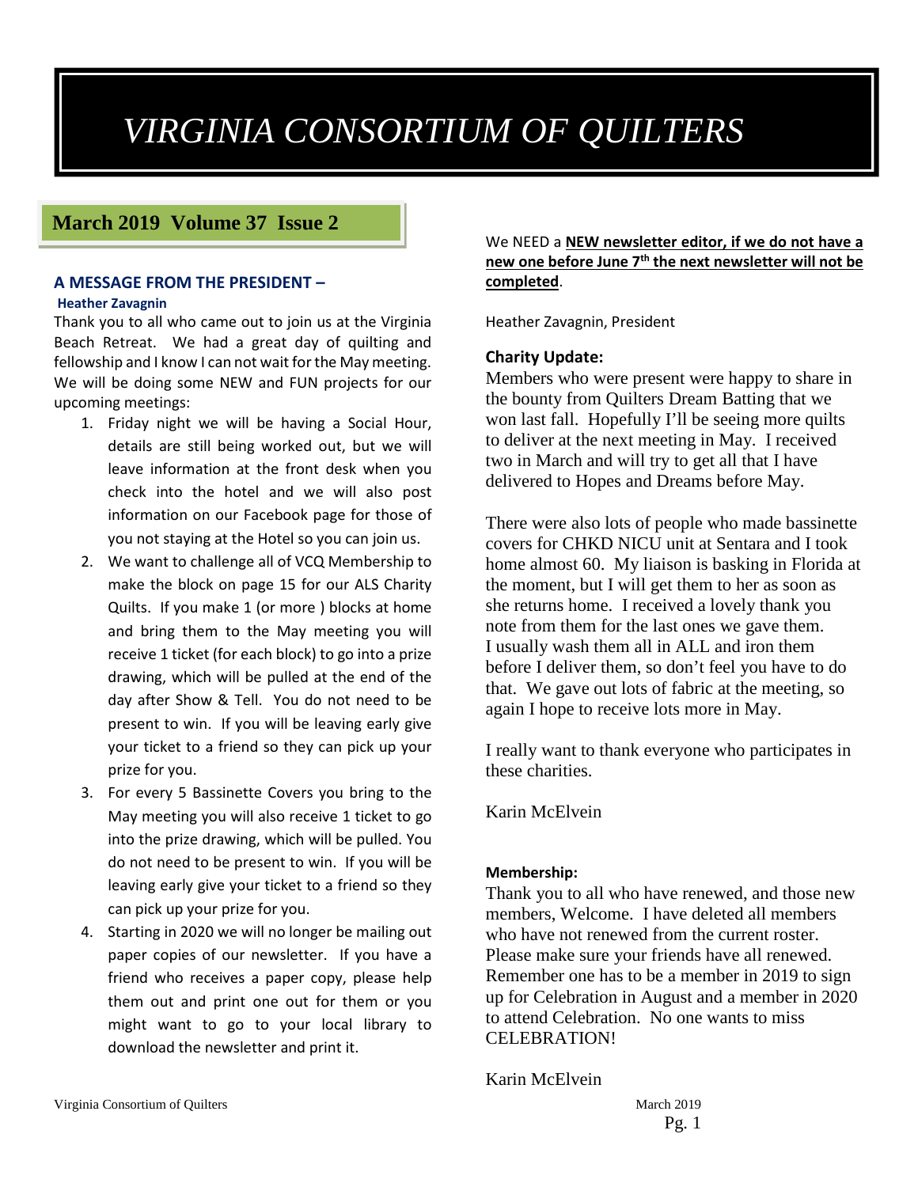# *VIRGINIA CONSORTIUM OF QUILTERS*

## March 2019 Volume 37 Issue 2

### A MESSAGE FROM THE PRESIDENT –

**Heather Zavagnin**

Thank you to all who came out to join us at the Virginia Beach Retreat. We had a great day of quilting and fellowship and I know I can not wait for the May meeting. We will be doing some NEW and FUN projects for our upcoming meetings:

1. Friday night we will be having a Social Hour, details are still being worked out, but we will leave information at the front desk when you check into the hotel and we will also post information on our Facebook page for those of you not staying at the Hotel so you can join us.
2. We want to challenge all of VCQ Membership to make the block on page 15 for our ALS Charity Quilts. If you make 1 (or more ) blocks at home and bring them to the May meeting you will receive 1 ticket (for each block) to go into a prize drawing, which will be pulled at the end of the day after Show & Tell. You do not need to be present to win. If you will be leaving early give your ticket to a friend so they can pick up your prize for you.
3. For every 5 Bassinette Covers you bring to the May meeting you will also receive 1 ticket to go into the prize drawing, which will be pulled. You do not need to be present to win. If you will be leaving early give your ticket to a friend so they can pick up your prize for you.
4. Starting in 2020 we will no longer be mailing out paper copies of our newsletter. If you have a friend who receives a paper copy, please help them out and print one out for them or you might want to go to your local library to download the newsletter and print it.

We NEED a **NEW newsletter editor, if we do not have a new one before June 7th the next newsletter will not be completed**.

Heather Zavagnin, President

**Charity Update:**

Members who were present were happy to share in the bounty from Quilters Dream Batting that we won last fall. Hopefully I'll be seeing more quilts to deliver at the next meeting in May. I received two in March and will try to get all that I have delivered to Hopes and Dreams before May.

There were also lots of people who made bassinette covers for CHKD NICU unit at Sentara and I took home almost 60. My liaison is basking in Florida at the moment, but I will get them to her as soon as she returns home. I received a lovely thank you note from them for the last ones we gave them. I usually wash them all in ALL and iron them before I deliver them, so don't feel you have to do that. We gave out lots of fabric at the meeting, so again I hope to receive lots more in May.

I really want to thank everyone who participates in these charities.

Karin McElvein

**Membership:**

Thank you to all who have renewed, and those new members, Welcome. I have deleted all members who have not renewed from the current roster. Please make sure your friends have all renewed. Remember one has to be a member in 2019 to sign up for Celebration in August and a member in 2020 to attend Celebration. No one wants to miss CELEBRATION!

Karin McElvein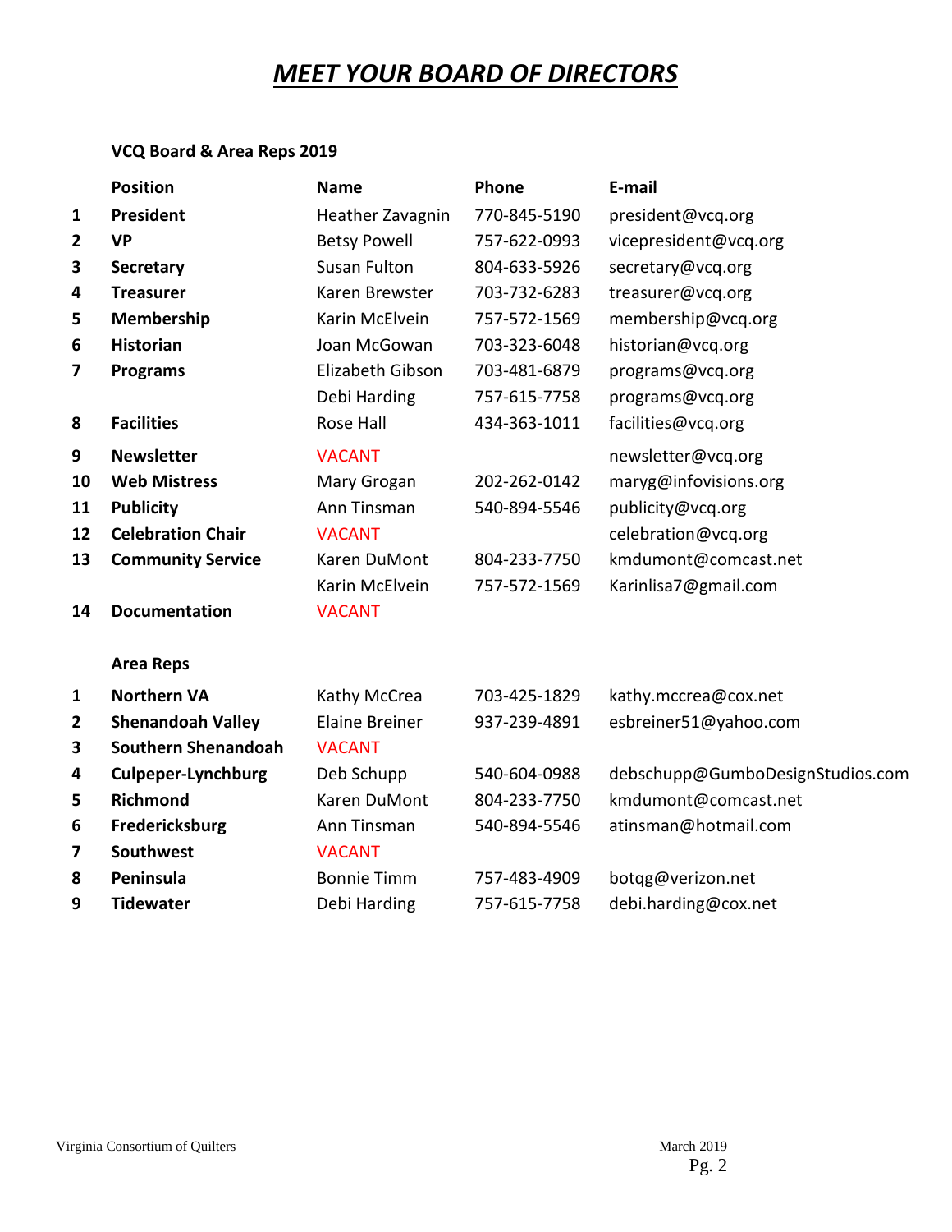# ***MEET YOUR BOARD OF DIRECTORS***

**VCQ Board & Area Reps 2019**

| | Position | Name | Phone | E-mail |
|---|---|---|---|---|
| **1** | **President** | Heather Zavagnin | 770-845-5190 | president@vcq.org |
| **2** | **VP** | Betsy Powell | 757-622-0993 | vicepresident@vcq.org |
| **3** | **Secretary** | Susan Fulton | 804-633-5926 | secretary@vcq.org |
| **4** | **Treasurer** | Karen Brewster | 703-732-6283 | treasurer@vcq.org |
| **5** | **Membership** | Karin McElvein | 757-572-1569 | membership@vcq.org |
| **6** | **Historian** | Joan McGowan | 703-323-6048 | historian@vcq.org |
| **7** | **Programs** | Elizabeth Gibson | 703-481-6879 | programs@vcq.org |
| | | Debi Harding | 757-615-7758 | programs@vcq.org |
| **8** | **Facilities** | Rose Hall | 434-363-1011 | facilities@vcq.org |
| **9** | **Newsletter** | VACANT | | newsletter@vcq.org |
| **10** | **Web Mistress** | Mary Grogan | 202-262-0142 | maryg@infovisions.org |
| **11** | **Publicity** | Ann Tinsman | 540-894-5546 | publicity@vcq.org |
| **12** | **Celebration Chair** | VACANT | | celebration@vcq.org |
| **13** | **Community Service** | Karen DuMont | 804-233-7750 | kmdumont@comcast.net |
| | | Karin McElvein | 757-572-1569 | Karinlisa7@gmail.com |
| **14** | **Documentation** | VACANT | | |

**Area Reps**

| | Area | Name | Phone | E-mail |
|---|---|---|---|---|
| **1** | **Northern VA** | Kathy McCrea | 703-425-1829 | kathy.mccrea@cox.net |
| **2** | **Shenandoah Valley** | Elaine Breiner | 937-239-4891 | esbreiner51@yahoo.com |
| **3** | **Southern Shenandoah** | VACANT | | |
| **4** | **Culpeper-Lynchburg** | Deb Schupp | 540-604-0988 | debschupp@GumboDesignStudios.com |
| **5** | **Richmond** | Karen DuMont | 804-233-7750 | kmdumont@comcast.net |
| **6** | **Fredericksburg** | Ann Tinsman | 540-894-5546 | atinsman@hotmail.com |
| **7** | **Southwest** | VACANT | | |
| **8** | **Peninsula** | Bonnie Timm | 757-483-4909 | botqg@verizon.net |
| **9** | **Tidewater** | Debi Harding | 757-615-7758 | debi.harding@cox.net |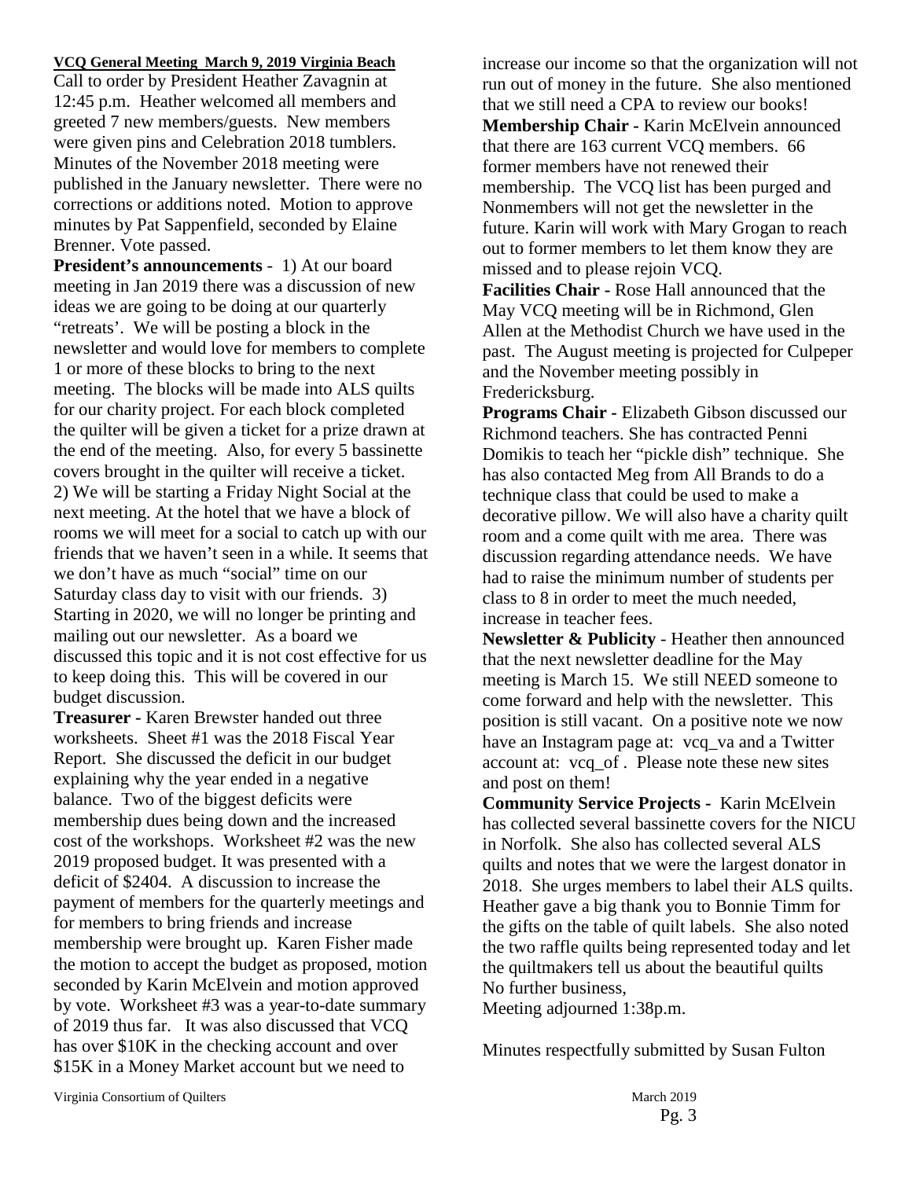**VCQ General Meeting March 9, 2019 Virginia Beach**

Call to order by President Heather Zavagnin at 12:45 p.m. Heather welcomed all members and greeted 7 new members/guests. New members were given pins and Celebration 2018 tumblers. Minutes of the November 2018 meeting were published in the January newsletter. There were no corrections or additions noted. Motion to approve minutes by Pat Sappenfield, seconded by Elaine Brenner. Vote passed.

**President's announcements** - 1) At our board meeting in Jan 2019 there was a discussion of new ideas we are going to be doing at our quarterly "retreats'. We will be posting a block in the newsletter and would love for members to complete 1 or more of these blocks to bring to the next meeting. The blocks will be made into ALS quilts for our charity project. For each block completed the quilter will be given a ticket for a prize drawn at the end of the meeting. Also, for every 5 bassinette covers brought in the quilter will receive a ticket. 2) We will be starting a Friday Night Social at the next meeting. At the hotel that we have a block of rooms we will meet for a social to catch up with our friends that we haven't seen in a while. It seems that we don't have as much "social" time on our Saturday class day to visit with our friends. 3) Starting in 2020, we will no longer be printing and mailing out our newsletter. As a board we discussed this topic and it is not cost effective for us to keep doing this. This will be covered in our budget discussion.

**Treasurer -** Karen Brewster handed out three worksheets. Sheet #1 was the 2018 Fiscal Year Report. She discussed the deficit in our budget explaining why the year ended in a negative balance. Two of the biggest deficits were membership dues being down and the increased cost of the workshops. Worksheet #2 was the new 2019 proposed budget. It was presented with a deficit of $2404. A discussion to increase the payment of members for the quarterly meetings and for members to bring friends and increase membership were brought up. Karen Fisher made the motion to accept the budget as proposed, motion seconded by Karin McElvein and motion approved by vote. Worksheet #3 was a year-to-date summary of 2019 thus far. It was also discussed that VCQ has over $10K in the checking account and over $15K in a Money Market account but we need to increase our income so that the organization will not run out of money in the future. She also mentioned that we still need a CPA to review our books!

**Membership Chair -** Karin McElvein announced that there are 163 current VCQ members. 66 former members have not renewed their membership. The VCQ list has been purged and Nonmembers will not get the newsletter in the future. Karin will work with Mary Grogan to reach out to former members to let them know they are missed and to please rejoin VCQ.

**Facilities Chair -** Rose Hall announced that the May VCQ meeting will be in Richmond, Glen Allen at the Methodist Church we have used in the past. The August meeting is projected for Culpeper and the November meeting possibly in Fredericksburg.

**Programs Chair -** Elizabeth Gibson discussed our Richmond teachers. She has contracted Penni Domikis to teach her "pickle dish" technique. She has also contacted Meg from All Brands to do a technique class that could be used to make a decorative pillow. We will also have a charity quilt room and a come quilt with me area. There was discussion regarding attendance needs. We have had to raise the minimum number of students per class to 8 in order to meet the much needed, increase in teacher fees.

**Newsletter & Publicity** - Heather then announced that the next newsletter deadline for the May meeting is March 15. We still NEED someone to come forward and help with the newsletter. This position is still vacant. On a positive note we now have an Instagram page at: vcq_va and a Twitter account at: vcq_of . Please note these new sites and post on them!

**Community Service Projects -** Karin McElvein has collected several bassinette covers for the NICU in Norfolk. She also has collected several ALS quilts and notes that we were the largest donator in 2018. She urges members to label their ALS quilts. Heather gave a big thank you to Bonnie Timm for the gifts on the table of quilt labels. She also noted the two raffle quilts being represented today and let the quiltmakers tell us about the beautiful quilts

No further business,

Meeting adjourned 1:38p.m.

Minutes respectfully submitted by Susan Fulton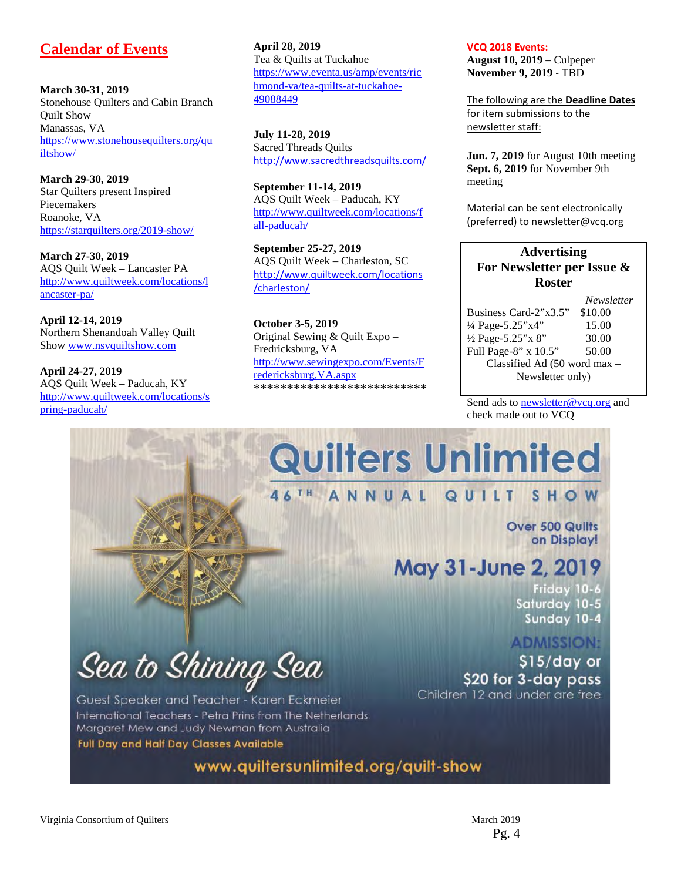## Calendar of Events

**March 30-31, 2019**
Stonehouse Quilters and Cabin Branch Quilt Show
Manassas, VA
https://www.stonehousequilters.org/quiltshow/

**March 29-30, 2019**
Star Quilters present Inspired Piecemakers
Roanoke, VA
https://starquilters.org/2019-show/

**March 27-30, 2019**
AQS Quilt Week – Lancaster PA
http://www.quiltweek.com/locations/lancaster-pa/

**April 12-14, 2019**
Northern Shenandoah Valley Quilt Show www.nsvquiltshow.com

**April 24-27, 2019**
AQS Quilt Week – Paducah, KY
http://www.quiltweek.com/locations/spring-paducah/

**April 28, 2019**
Tea & Quilts at Tuckahoe
https://www.eventa.us/amp/events/richmond-va/tea-quilts-at-tuckahoe-49088449

**July 11-28, 2019**
Sacred Threads Quilts
http://www.sacredthreadsquilts.com/

**September 11-14, 2019**
AQS Quilt Week – Paducah, KY
http://www.quiltweek.com/locations/fall-paducah/

**September 25-27, 2019**
AQS Quilt Week – Charleston, SC
http://www.quiltweek.com/locations/charleston/

**October 3-5, 2019**
Original Sewing & Quilt Expo – Fredricksburg, VA
http://www.sewingexpo.com/Events/Fredericksburg,VA.aspx
**************************

**VCQ 2018 Events:**
**August 10, 2019** – Culpeper
**November 9, 2019** - TBD

The following are the **Deadline Dates** for item submissions to the newsletter staff:

**Jun. 7, 2019** for August 10th meeting
**Sept. 6, 2019** for November 9th meeting

Material can be sent electronically (preferred) to newsletter@vcq.org

### Advertising For Newsletter per Issue & Roster

| | *Newsletter* |
|---|---|
| Business Card-2"x3.5" | $10.00 |
| ¼ Page-5.25"x4" | 15.00 |
| ½ Page-5.25"x 8" | 30.00 |
| Full Page-8" x 10.5" | 50.00 |

Classified Ad (50 word max – Newsletter only)

Send ads to newsletter@vcq.org and check made out to VCQ

**Quilters Unlimited**
46TH ANNUAL QUILT SHOW
Over 500 Quilts on Display!
May 31-June 2, 2019
Friday 10-6
Saturday 10-5
Sunday 10-4
ADMISSION:
$15/day or
$20 for 3-day pass
Children 12 and under are free

Sea to Shining Sea
Guest Speaker and Teacher - Karen Eckmeier
International Teachers - Petra Prins from The Netherlands
Margaret Mew and Judy Newman from Australia
Full Day and Half Day Classes Available

www.quiltersunlimited.org/quilt-show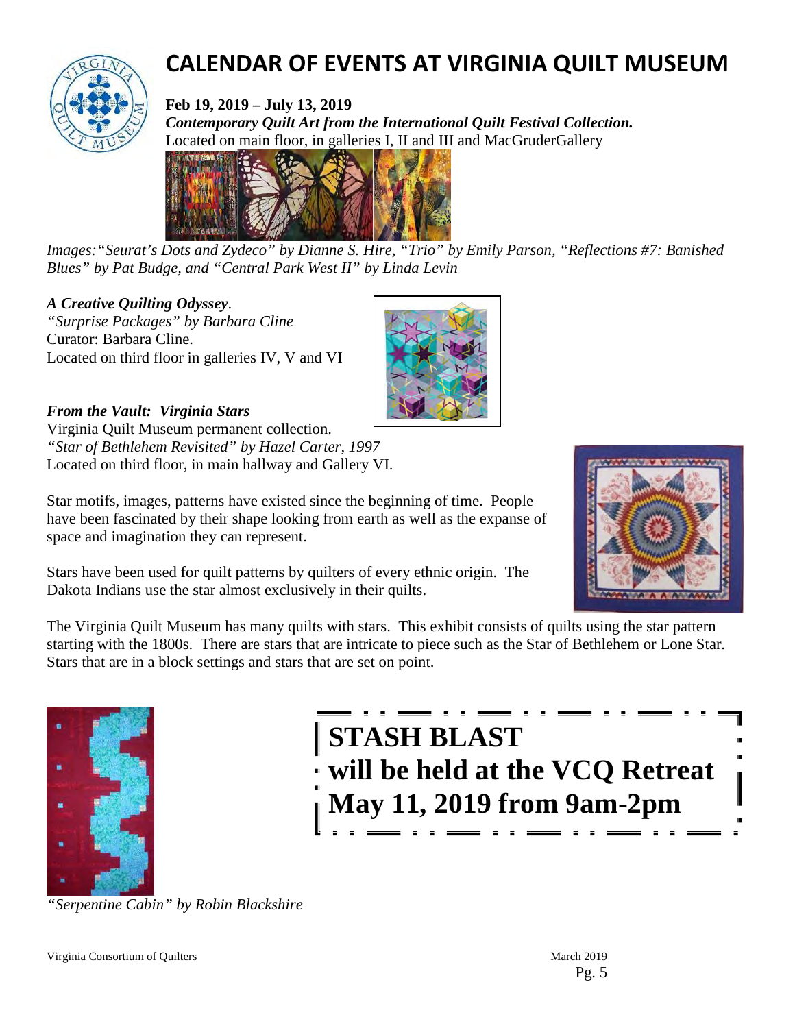# CALENDAR OF EVENTS AT VIRGINIA QUILT MUSEUM

**Feb 19, 2019 – July 13, 2019**

***Contemporary Quilt Art from the International Quilt Festival Collection.***

Located on main floor, in galleries I, II and III and MacGruderGallery

*Images:"Seurat's Dots and Zydeco" by Dianne S. Hire, "Trio" by Emily Parson, "Reflections #7: Banished Blues" by Pat Budge, and "Central Park West II" by Linda Levin*

***A Creative Quilting Odyssey**.*

*"Surprise Packages" by Barbara Cline*

Curator: Barbara Cline.

Located on third floor in galleries IV, V and VI

***From the Vault: Virginia Stars***

Virginia Quilt Museum permanent collection.

*"Star of Bethlehem Revisited" by Hazel Carter, 1997*

Located on third floor, in main hallway and Gallery VI.

Star motifs, images, patterns have existed since the beginning of time. People have been fascinated by their shape looking from earth as well as the expanse of space and imagination they can represent.

Stars have been used for quilt patterns by quilters of every ethnic origin. The Dakota Indians use the star almost exclusively in their quilts.

The Virginia Quilt Museum has many quilts with stars. This exhibit consists of quilts using the star pattern starting with the 1800s. There are stars that are intricate to piece such as the Star of Bethlehem or Lone Star. Stars that are in a block settings and stars that are set on point.

*"Serpentine Cabin" by Robin Blackshire*

**STASH BLAST**
**will be held at the VCQ Retreat**
**May 11, 2019 from 9am-2pm**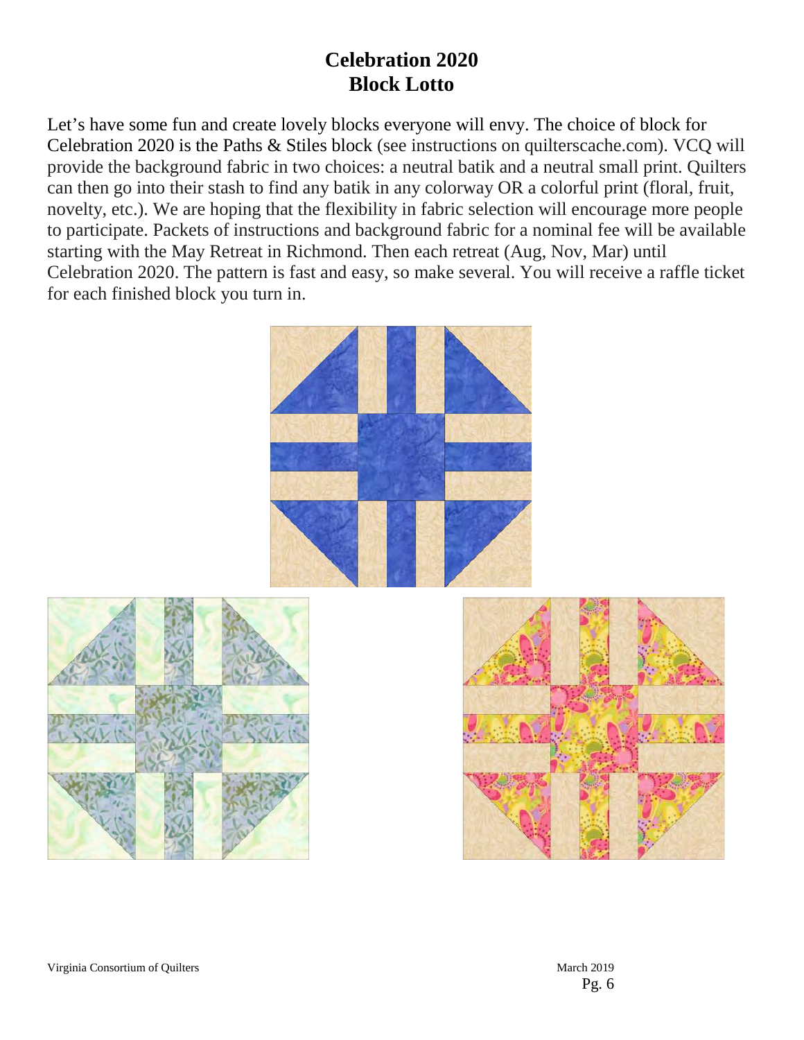# Celebration 2020
# Block Lotto

Let's have some fun and create lovely blocks everyone will envy. The choice of block for Celebration 2020 is the Paths & Stiles block (see instructions on quilterscache.com). VCQ will provide the background fabric in two choices: a neutral batik and a neutral small print. Quilters can then go into their stash to find any batik in any colorway OR a colorful print (floral, fruit, novelty, etc.). We are hoping that the flexibility in fabric selection will encourage more people to participate. Packets of instructions and background fabric for a nominal fee will be available starting with the May Retreat in Richmond. Then each retreat (Aug, Nov, Mar) until Celebration 2020. The pattern is fast and easy, so make several. You will receive a raffle ticket for each finished block you turn in.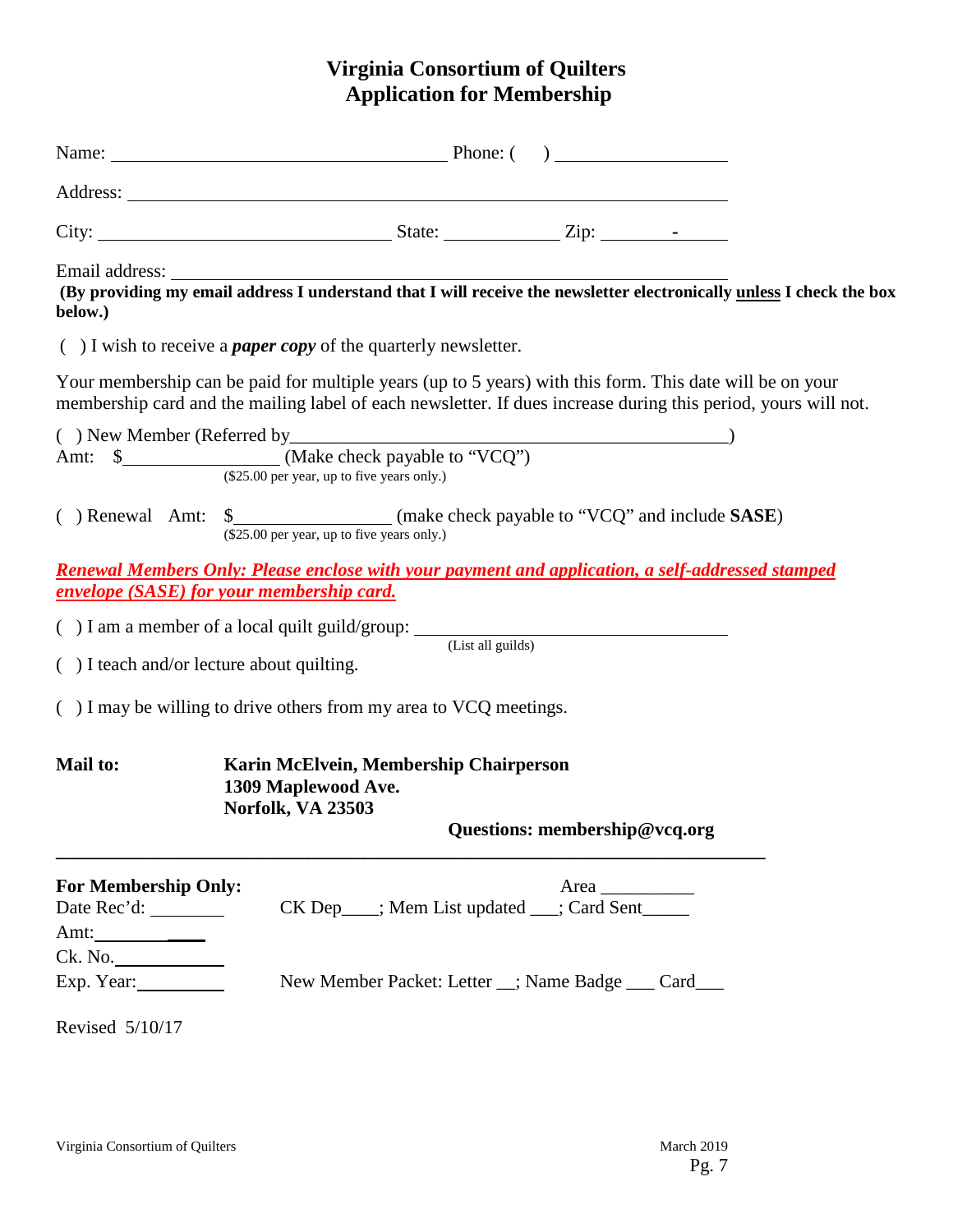# Virginia Consortium of Quilters
# Application for Membership

Name: ______________________________ Phone: ( ) ______________

Address: ______________________________________________

City: __________________________ State: __________ Zip: ______-______

Email address: ______________________________________________

**(By providing my email address I understand that I will receive the newsletter electronically <u>unless</u> I check the box below.)**

( ) I wish to receive a ***paper copy*** of the quarterly newsletter.

Your membership can be paid for multiple years (up to 5 years) with this form. This date will be on your membership card and the mailing label of each newsletter. If dues increase during this period, yours will not.

( ) New Member (Referred by______________________________________)
Amt: $______________ (Make check payable to "VCQ")
($25.00 per year, up to five years only.)

( ) Renewal Amt: $______________ (make check payable to "VCQ" and include **SASE**)
($25.00 per year, up to five years only.)

***<u>Renewal Members Only: Please enclose with your payment and application, a self-addressed stamped envelope (SASE) for your membership card.</u>***

( ) I am a member of a local quilt guild/group: ______________________________
(List all guilds)

( ) I teach and/or lecture about quilting.

( ) I may be willing to drive others from my area to VCQ meetings.

**Mail to:** **Karin McElvein, Membership Chairperson**
**1309 Maplewood Ave.**
**Norfolk, VA 23503**

**Questions: membership@vcq.org**

---

**For Membership Only:** Area __________

Date Rec'd: ________ CK Dep____; Mem List updated ___; Card Sent_____

Amt: ____________

Ck. No. ____________

Exp. Year: __________ New Member Packet: Letter __; Name Badge ___ Card___

Revised 5/10/17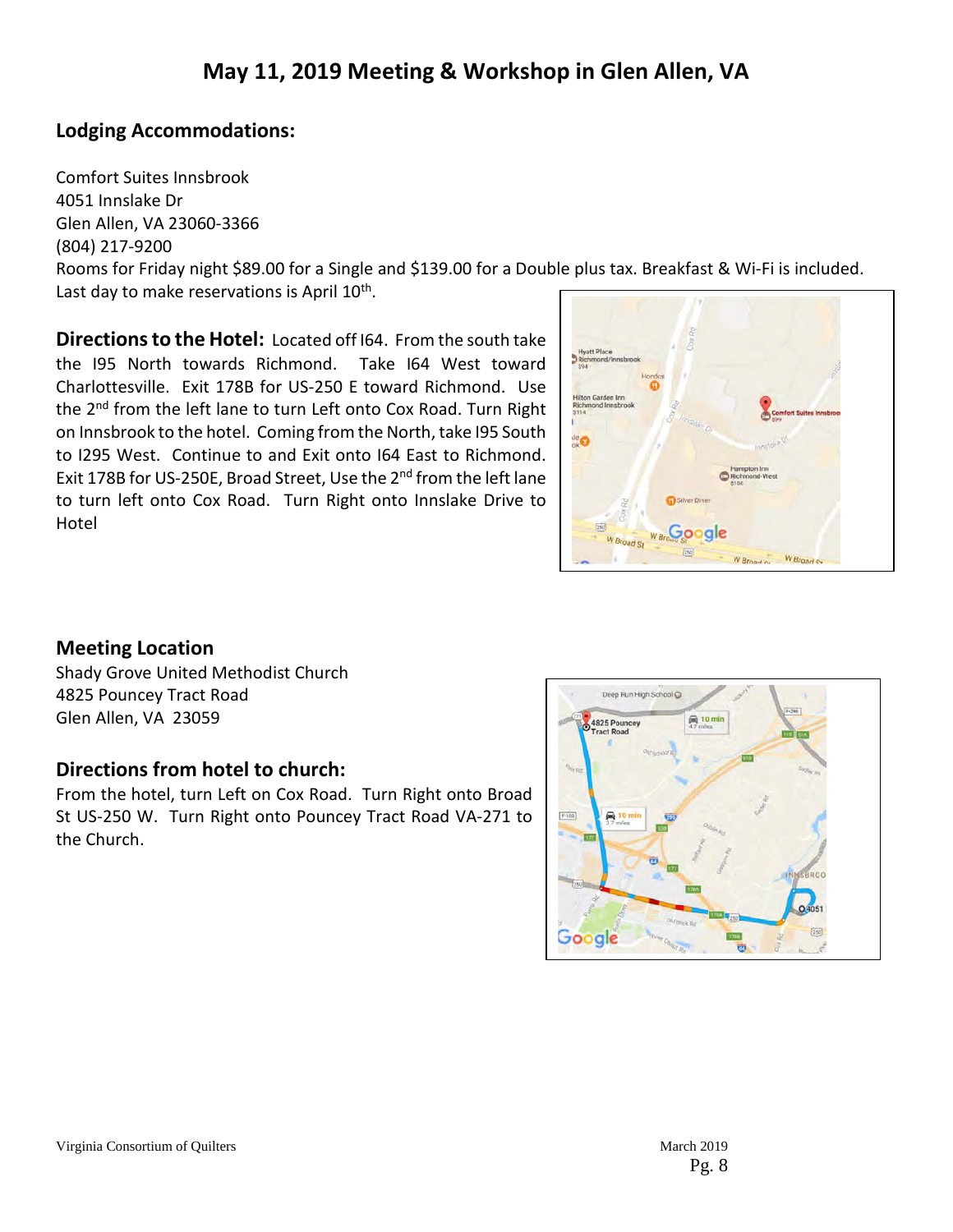# May 11, 2019 Meeting & Workshop in Glen Allen, VA

## Lodging Accommodations:

Comfort Suites Innsbrook
4051 Innslake Dr
Glen Allen, VA 23060-3366
(804) 217-9200
Rooms for Friday night $89.00 for a Single and $139.00 for a Double plus tax. Breakfast & Wi-Fi is included. Last day to make reservations is April 10th.

**Directions to the Hotel:** Located off I64. From the south take the I95 North towards Richmond. Take I64 West toward Charlottesville. Exit 178B for US-250 E toward Richmond. Use the 2nd from the left lane to turn Left onto Cox Road. Turn Right on Innsbrook to the hotel. Coming from the North, take I95 South to I295 West. Continue to and Exit onto I64 East to Richmond. Exit 178B for US-250E, Broad Street, Use the 2nd from the left lane to turn left onto Cox Road. Turn Right onto Innslake Drive to Hotel

## Meeting Location

Shady Grove United Methodist Church
4825 Pouncey Tract Road
Glen Allen, VA 23059

## Directions from hotel to church:

From the hotel, turn Left on Cox Road. Turn Right onto Broad St US-250 W. Turn Right onto Pouncey Tract Road VA-271 to the Church.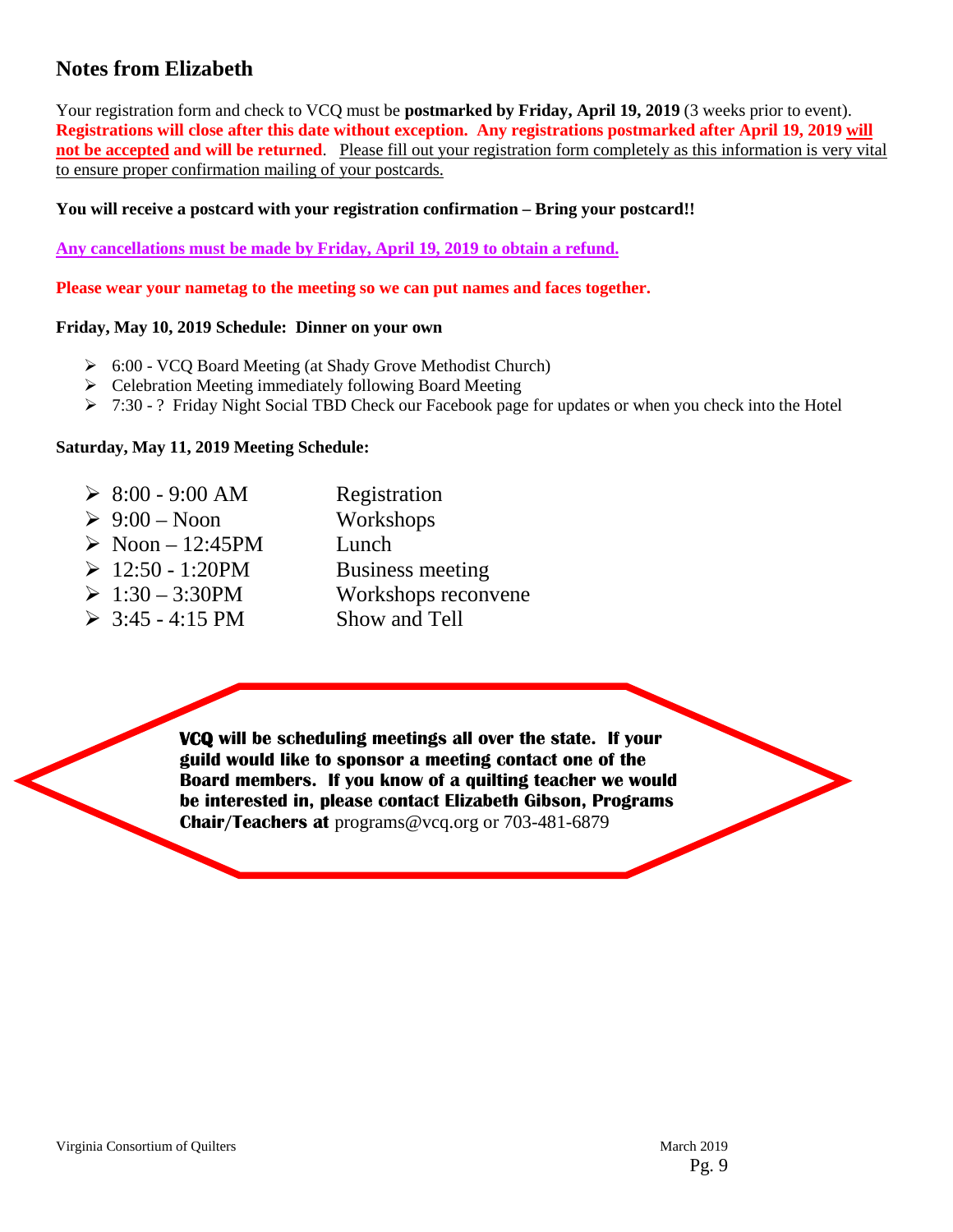## Notes from Elizabeth

Your registration form and check to VCQ must be **postmarked by Friday, April 19, 2019** (3 weeks prior to event). **Registrations will close after this date without exception. Any registrations postmarked after April 19, 2019 will not be accepted and will be returned**. Please fill out your registration form completely as this information is very vital to ensure proper confirmation mailing of your postcards.

**You will receive a postcard with your registration confirmation – Bring your postcard!!**

**Any cancellations must be made by Friday, April 19, 2019 to obtain a refund.**

**Please wear your nametag to the meeting so we can put names and faces together.**

**Friday, May 10, 2019 Schedule: Dinner on your own**

- 6:00 - VCQ Board Meeting (at Shady Grove Methodist Church)
- Celebration Meeting immediately following Board Meeting
- 7:30 - ? Friday Night Social TBD Check our Facebook page for updates or when you check into the Hotel

**Saturday, May 11, 2019 Meeting Schedule:**

- 8:00 - 9:00 AM — Registration
- 9:00 – Noon — Workshops
- Noon – 12:45PM — Lunch
- 12:50 - 1:20PM — Business meeting
- 1:30 – 3:30PM — Workshops reconvene
- 3:45 - 4:15 PM — Show and Tell

**VCQ will be scheduling meetings all over the state. If your guild would like to sponsor a meeting contact one of the Board members. If you know of a quilting teacher we would be interested in, please contact Elizabeth Gibson, Programs Chair/Teachers at** programs@vcq.org or 703-481-6879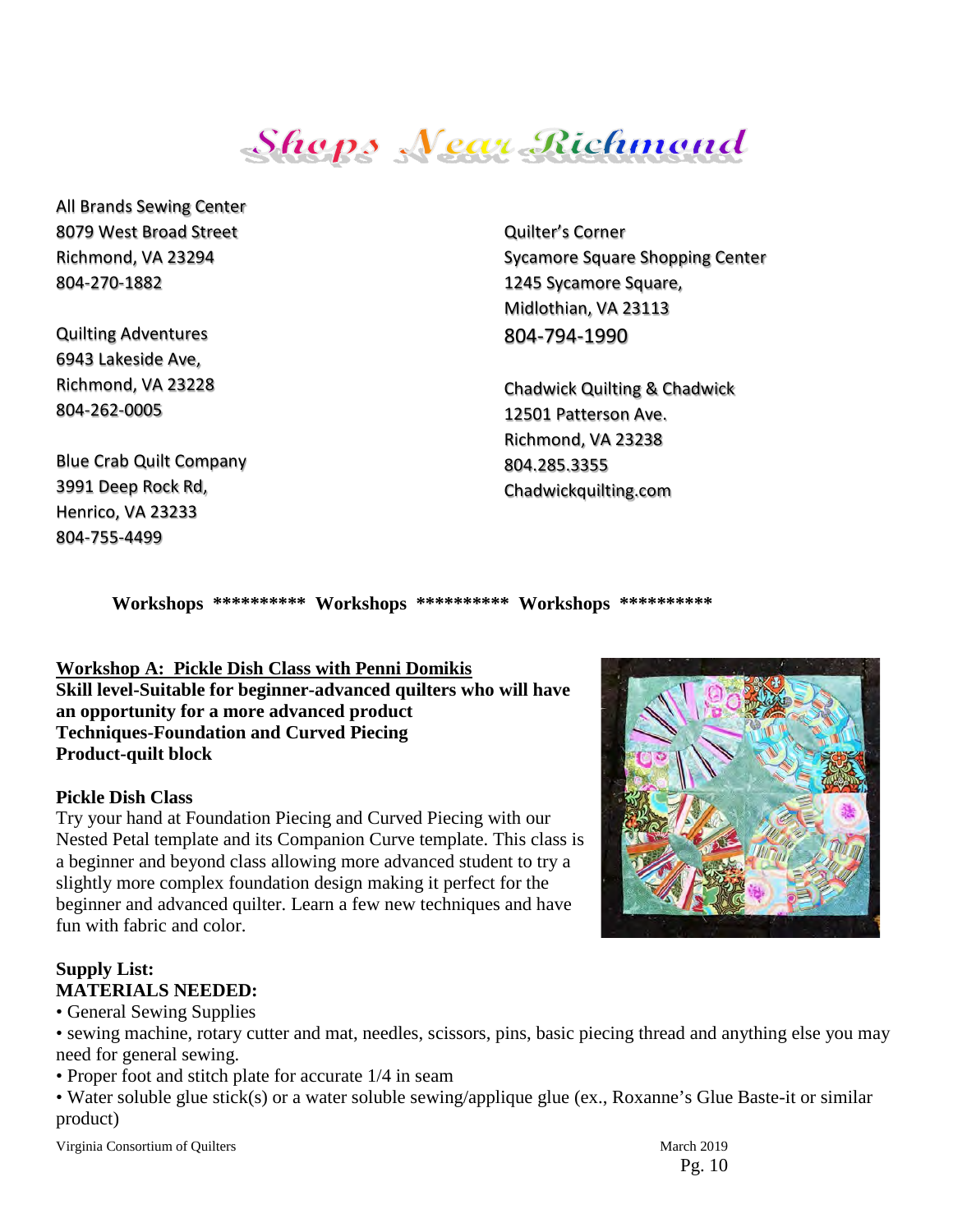# Shops Near Richmond

All Brands Sewing Center
8079 West Broad Street
Richmond, VA 23294
804-270-1882

Quilting Adventures
6943 Lakeside Ave,
Richmond, VA 23228
804-262-0005

Blue Crab Quilt Company
3991 Deep Rock Rd,
Henrico, VA 23233
804-755-4499

Quilter's Corner
Sycamore Square Shopping Center
1245 Sycamore Square,
Midlothian, VA 23113
804-794-1990

Chadwick Quilting & Chadwick
12501 Patterson Ave.
Richmond, VA 23238
804.285.3355
Chadwickquilting.com

**Workshops \*\*\*\*\*\*\*\*\*\* Workshops \*\*\*\*\*\*\*\*\*\* Workshops \*\*\*\*\*\*\*\*\*\***

**Workshop A: Pickle Dish Class with Penni Domikis**
**Skill level-Suitable for beginner-advanced quilters who will have an opportunity for a more advanced product**
**Techniques-Foundation and Curved Piecing**
**Product-quilt block**

**Pickle Dish Class**
Try your hand at Foundation Piecing and Curved Piecing with our Nested Petal template and its Companion Curve template. This class is a beginner and beyond class allowing more advanced student to try a slightly more complex foundation design making it perfect for the beginner and advanced quilter. Learn a few new techniques and have fun with fabric and color.

**Supply List:**
**MATERIALS NEEDED:**

- General Sewing Supplies
- sewing machine, rotary cutter and mat, needles, scissors, pins, basic piecing thread and anything else you may need for general sewing.
- Proper foot and stitch plate for accurate 1/4 in seam
- Water soluble glue stick(s) or a water soluble sewing/applique glue (ex., Roxanne's Glue Baste-it or similar product)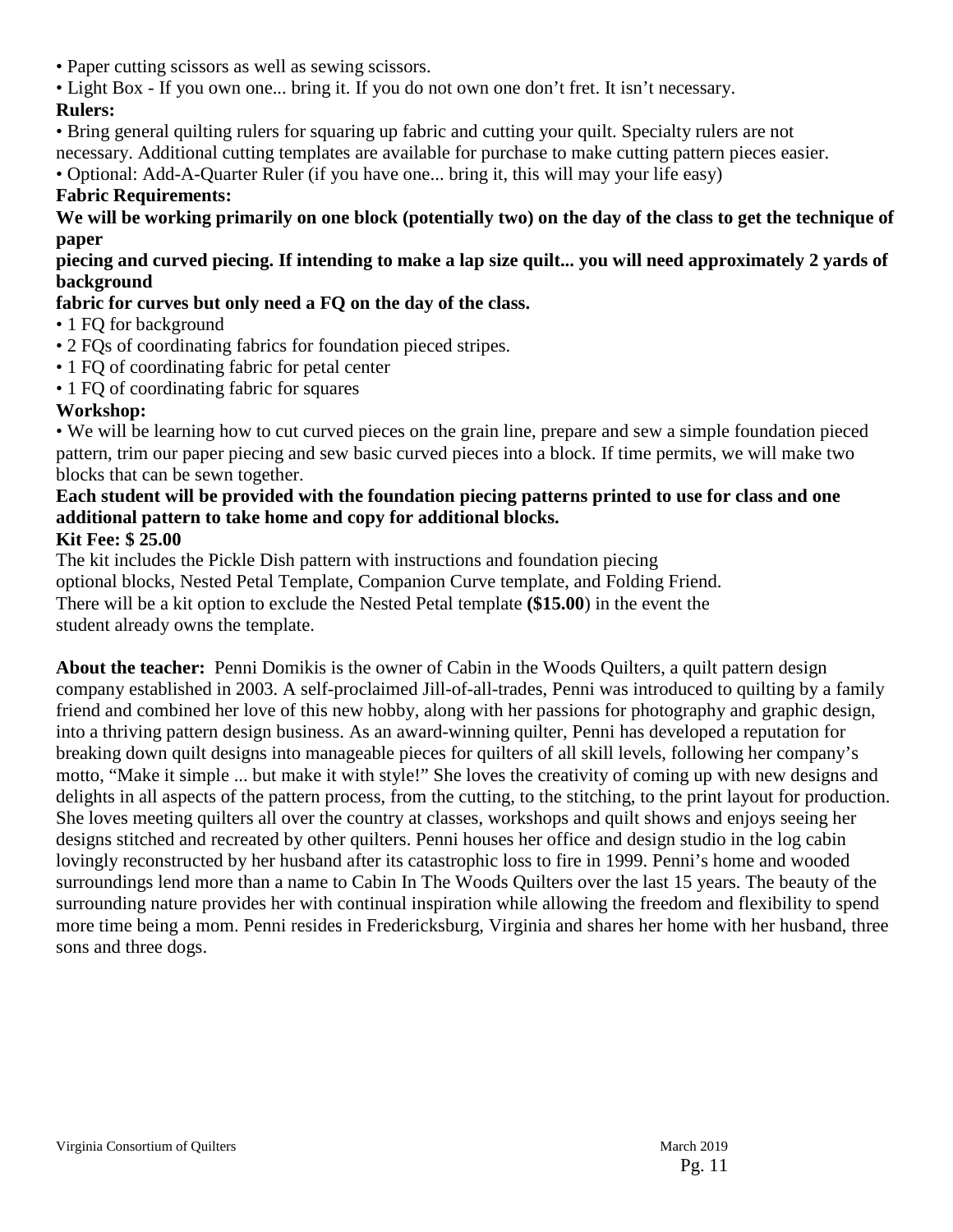- Paper cutting scissors as well as sewing scissors.
- Light Box - If you own one... bring it. If you do not own one don't fret. It isn't necessary.

**Rulers:**

- Bring general quilting rulers for squaring up fabric and cutting your quilt. Specialty rulers are not necessary. Additional cutting templates are available for purchase to make cutting pattern pieces easier.
- Optional: Add-A-Quarter Ruler (if you have one... bring it, this will may your life easy)

**Fabric Requirements:**

**We will be working primarily on one block (potentially two) on the day of the class to get the technique of paper piecing and curved piecing. If intending to make a lap size quilt... you will need approximately 2 yards of background fabric for curves but only need a FQ on the day of the class.**

- 1 FQ for background
- 2 FQs of coordinating fabrics for foundation pieced stripes.
- 1 FQ of coordinating fabric for petal center
- 1 FQ of coordinating fabric for squares

**Workshop:**

- We will be learning how to cut curved pieces on the grain line, prepare and sew a simple foundation pieced pattern, trim our paper piecing and sew basic curved pieces into a block. If time permits, we will make two blocks that can be sewn together.

**Each student will be provided with the foundation piecing patterns printed to use for class and one additional pattern to take home and copy for additional blocks.**

**Kit Fee: $ 25.00**

The kit includes the Pickle Dish pattern with instructions and foundation piecing optional blocks, Nested Petal Template, Companion Curve template, and Folding Friend. There will be a kit option to exclude the Nested Petal template **($15.00**) in the event the student already owns the template.

**About the teacher:** Penni Domikis is the owner of Cabin in the Woods Quilters, a quilt pattern design company established in 2003. A self-proclaimed Jill-of-all-trades, Penni was introduced to quilting by a family friend and combined her love of this new hobby, along with her passions for photography and graphic design, into a thriving pattern design business. As an award-winning quilter, Penni has developed a reputation for breaking down quilt designs into manageable pieces for quilters of all skill levels, following her company's motto, "Make it simple ... but make it with style!" She loves the creativity of coming up with new designs and delights in all aspects of the pattern process, from the cutting, to the stitching, to the print layout for production. She loves meeting quilters all over the country at classes, workshops and quilt shows and enjoys seeing her designs stitched and recreated by other quilters. Penni houses her office and design studio in the log cabin lovingly reconstructed by her husband after its catastrophic loss to fire in 1999. Penni's home and wooded surroundings lend more than a name to Cabin In The Woods Quilters over the last 15 years. The beauty of the surrounding nature provides her with continual inspiration while allowing the freedom and flexibility to spend more time being a mom. Penni resides in Fredericksburg, Virginia and shares her home with her husband, three sons and three dogs.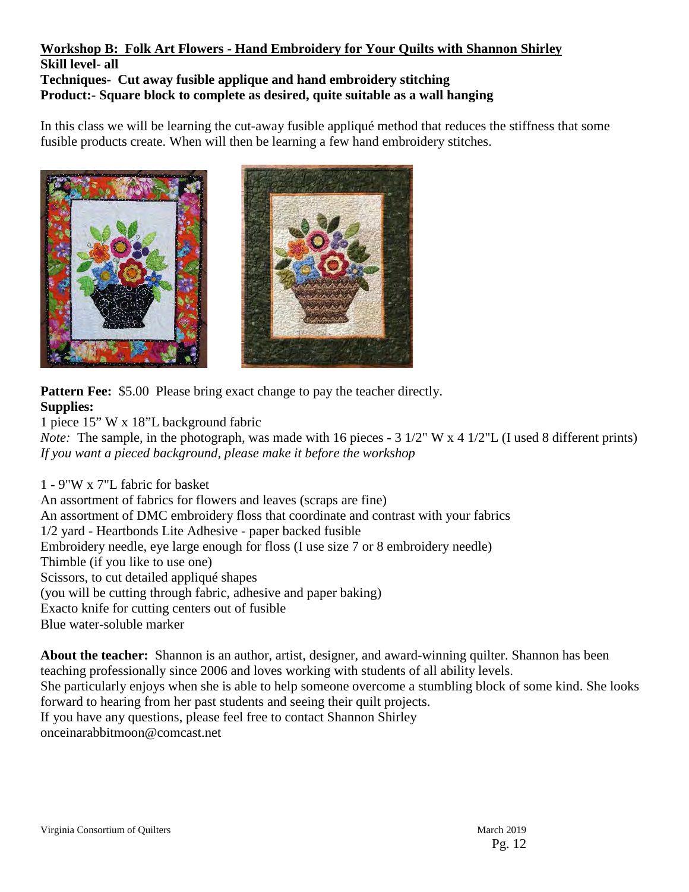**Workshop B: Folk Art Flowers - Hand Embroidery for Your Quilts with Shannon Shirley**
**Skill level- all**
**Techniques- Cut away fusible applique and hand embroidery stitching**
**Product:- Square block to complete as desired, quite suitable as a wall hanging**

In this class we will be learning the cut-away fusible appliqué method that reduces the stiffness that some fusible products create. When will then be learning a few hand embroidery stitches.

**Pattern Fee:** $5.00 Please bring exact change to pay the teacher directly.

**Supplies:**

1 piece 15" W x 18"L background fabric

*Note:* The sample, in the photograph, was made with 16 pieces - 3 1/2" W x 4 1/2"L (I used 8 different prints)
*If you want a pieced background, please make it before the workshop*

1 - 9"W x 7"L fabric for basket
An assortment of fabrics for flowers and leaves (scraps are fine)
An assortment of DMC embroidery floss that coordinate and contrast with your fabrics
1/2 yard - Heartbonds Lite Adhesive - paper backed fusible
Embroidery needle, eye large enough for floss (I use size 7 or 8 embroidery needle)
Thimble (if you like to use one)
Scissors, to cut detailed appliqué shapes
(you will be cutting through fabric, adhesive and paper baking)
Exacto knife for cutting centers out of fusible
Blue water-soluble marker

**About the teacher:** Shannon is an author, artist, designer, and award-winning quilter. Shannon has been teaching professionally since 2006 and loves working with students of all ability levels.
She particularly enjoys when she is able to help someone overcome a stumbling block of some kind. She looks forward to hearing from her past students and seeing their quilt projects.
If you have any questions, please feel free to contact Shannon Shirley
onceinarabbitmoon@comcast.net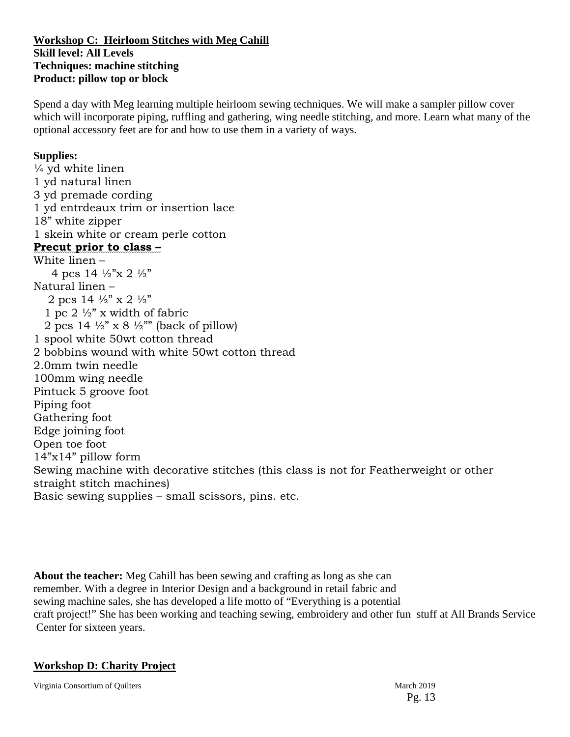**Workshop C: Heirloom Stitches with Meg Cahill**
**Skill level: All Levels**
**Techniques: machine stitching**
**Product: pillow top or block**

Spend a day with Meg learning multiple heirloom sewing techniques. We will make a sampler pillow cover which will incorporate piping, ruffling and gathering, wing needle stitching, and more. Learn what many of the optional accessory feet are for and how to use them in a variety of ways.

**Supplies:**
¼ yd white linen
1 yd natural linen
3 yd premade cording
1 yd entrdeaux trim or insertion lace
18" white zipper
1 skein white or cream perle cotton

**Precut prior to class –**

White linen –
  4 pcs 14 ½"x 2 ½"

Natural linen –
  2 pcs 14 ½" x 2 ½"
  1 pc 2 ½" x width of fabric
  2 pcs 14 ½" x 8 ½"" (back of pillow)

1 spool white 50wt cotton thread
2 bobbins wound with white 50wt cotton thread
2.0mm twin needle
100mm wing needle
Pintuck 5 groove foot
Piping foot
Gathering foot
Edge joining foot
Open toe foot
14"x14" pillow form
Sewing machine with decorative stitches (this class is not for Featherweight or other straight stitch machines)
Basic sewing supplies – small scissors, pins. etc.

**About the teacher:** Meg Cahill has been sewing and crafting as long as she can remember. With a degree in Interior Design and a background in retail fabric and sewing machine sales, she has developed a life motto of "Everything is a potential craft project!" She has been working and teaching sewing, embroidery and other fun stuff at All Brands Service Center for sixteen years.

**Workshop D: Charity Project**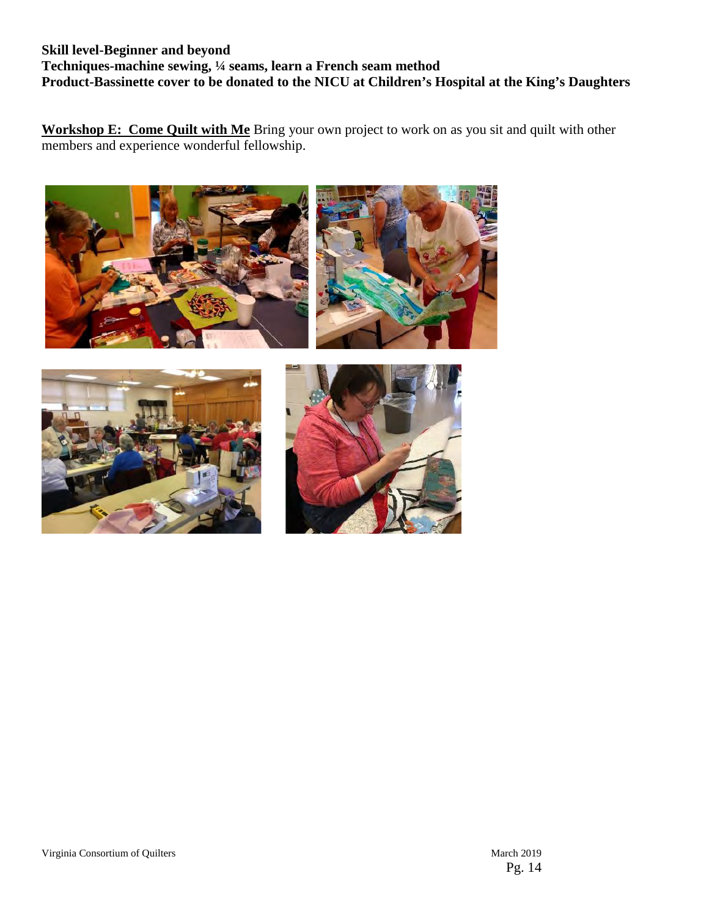**Skill level-Beginner and beyond**
**Techniques-machine sewing, ¼ seams, learn a French seam method**
**Product-Bassinette cover to be donated to the NICU at Children's Hospital at the King's Daughters**

**Workshop E: Come Quilt with Me** Bring your own project to work on as you sit and quilt with other members and experience wonderful fellowship.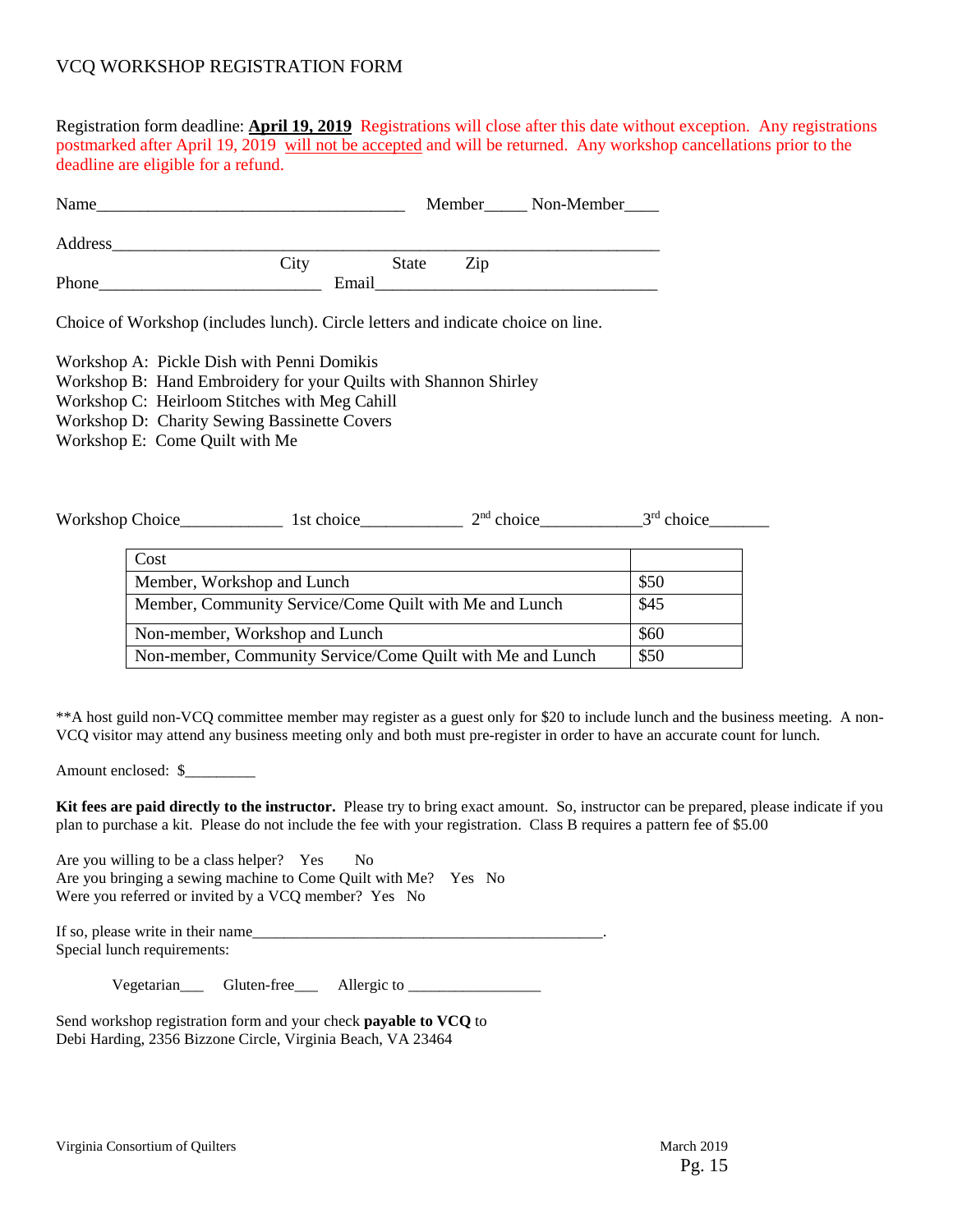# VCQ WORKSHOP REGISTRATION FORM

Registration form deadline: **April 19, 2019** Registrations will close after this date without exception. Any registrations postmarked after April 19, 2019 will not be accepted and will be returned. Any workshop cancellations prior to the deadline are eligible for a refund.

Name___________________________________ Member_____ Non-Member____

Address_________________________________________________________________
City State Zip

Phone_________________________ Email________________________________

Choice of Workshop (includes lunch). Circle letters and indicate choice on line.

Workshop A: Pickle Dish with Penni Domikis
Workshop B: Hand Embroidery for your Quilts with Shannon Shirley
Workshop C: Heirloom Stitches with Meg Cahill
Workshop D: Charity Sewing Bassinette Covers
Workshop E: Come Quilt with Me

Workshop Choice___________ 1st choice___________ 2nd choice___________ 3rd choice_______

| Cost | |
|---|---|
| Member, Workshop and Lunch | $50 |
| Member, Community Service/Come Quilt with Me and Lunch | $45 |
| Non-member, Workshop and Lunch | $60 |
| Non-member, Community Service/Come Quilt with Me and Lunch | $50 |

**A host guild non-VCQ committee member may register as a guest only for $20 to include lunch and the business meeting. A non-VCQ visitor may attend any business meeting only and both must pre-register in order to have an accurate count for lunch.

Amount enclosed: $_________

**Kit fees are paid directly to the instructor.** Please try to bring exact amount. So, instructor can be prepared, please indicate if you plan to purchase a kit. Please do not include the fee with your registration. Class B requires a pattern fee of $5.00

Are you willing to be a class helper? Yes No
Are you bringing a sewing machine to Come Quilt with Me? Yes No
Were you referred or invited by a VCQ member? Yes No

If so, please write in their name_____________________________________________.
Special lunch requirements:

Vegetarian___ Gluten-free___ Allergic to ________________

Send workshop registration form and your check **payable to VCQ** to
Debi Harding, 2356 Bizzone Circle, Virginia Beach, VA 23464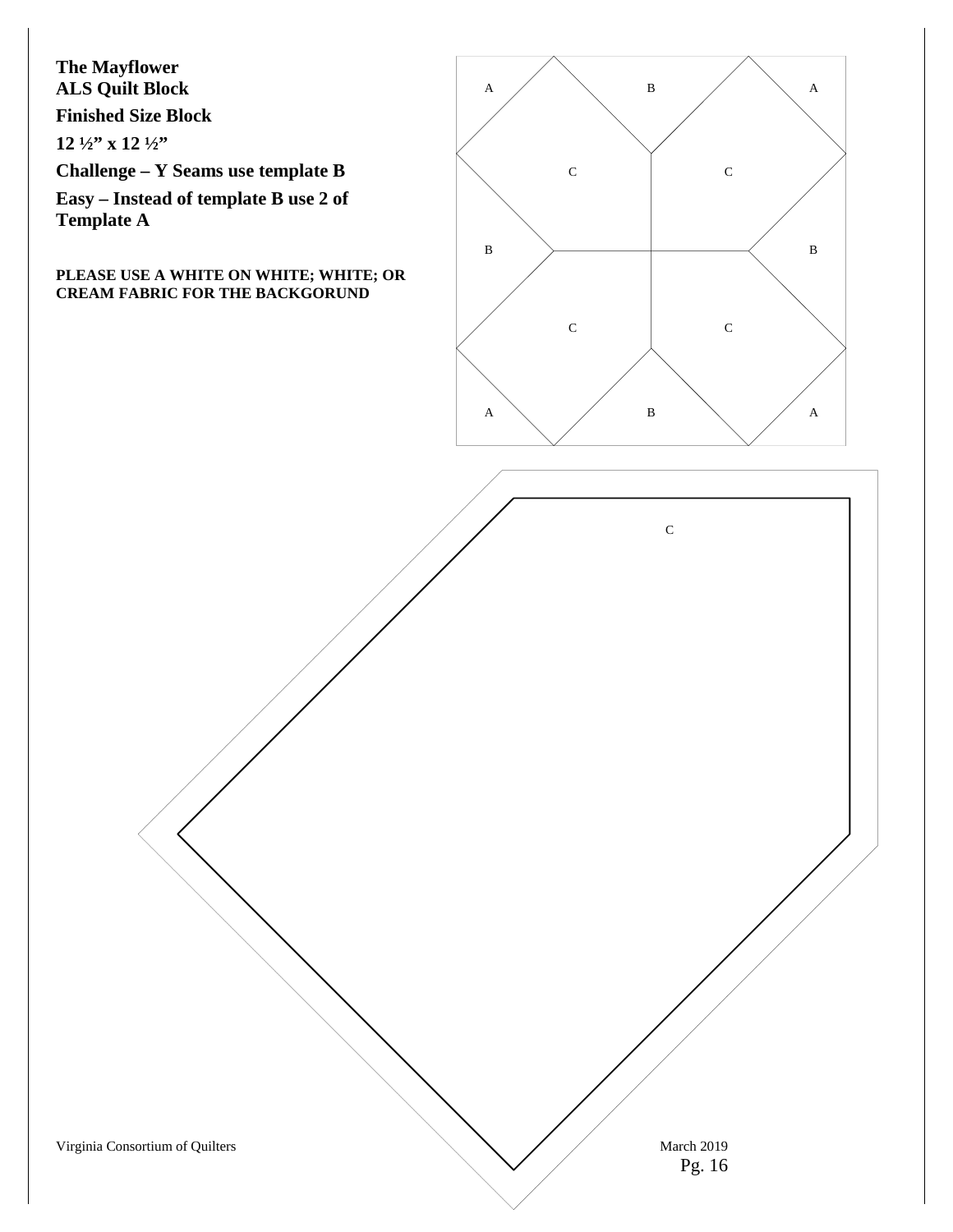**The Mayflower**
**ALS Quilt Block**

**Finished Size Block**

**12 ½" x 12 ½"**

**Challenge – Y Seams use template B**

**Easy – Instead of template B use 2 of Template A**

**PLEASE USE A WHITE ON WHITE; WHITE; OR CREAM FABRIC FOR THE BACKGORUND**

A B A

C C

B B

C C

A B A

C

Virginia Consortium of Quilters March 2019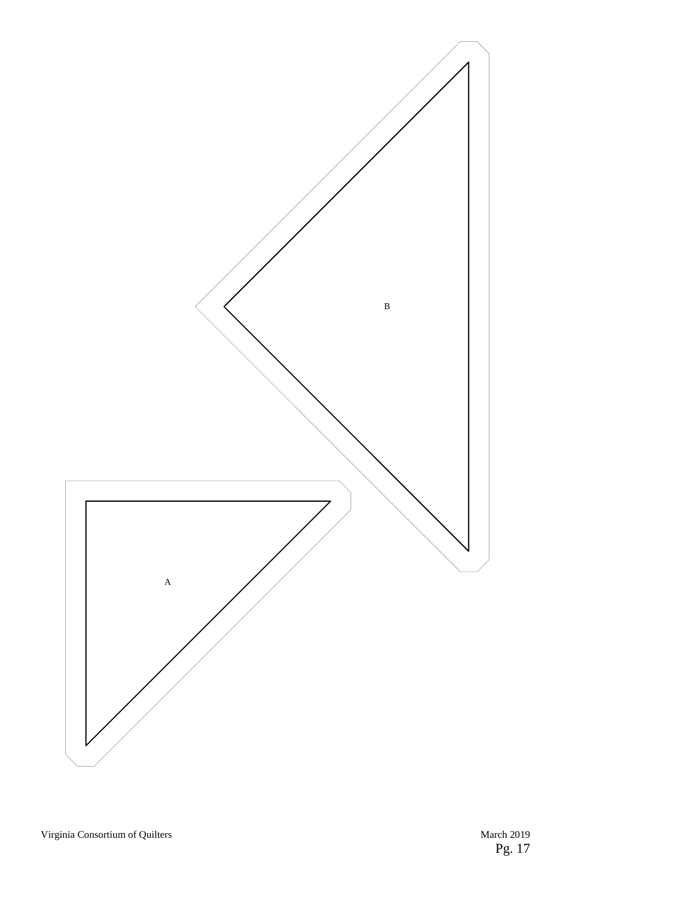B

A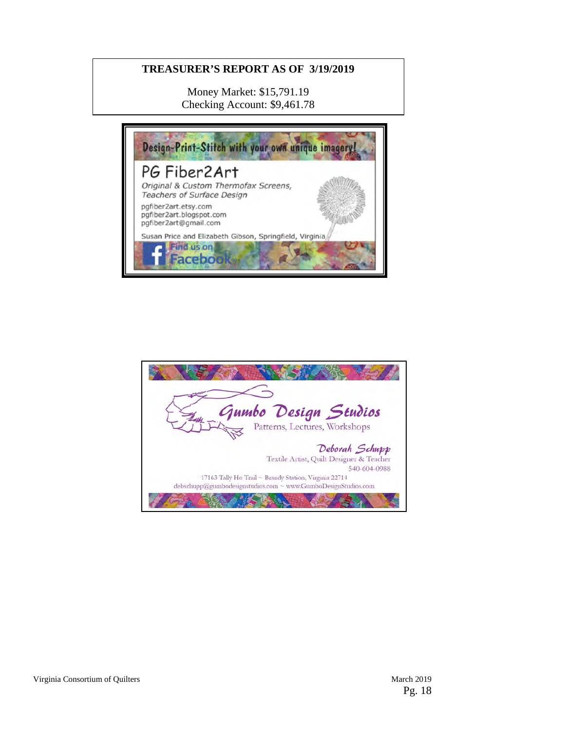**TREASURER'S REPORT AS OF 3/19/2019**

Money Market: $15,791.19
Checking Account: $9,461.78

Design-Print-Stitch with your own unique imagery!

## PG Fiber2Art

*Original & Custom Thermofax Screens, Teachers of Surface Design*

pgfiber2art.etsy.com
pgfiber2art.blogspot.com
pgfiber2art@gmail.com

Susan Price and Elizabeth Gibson, Springfield, Virginia

Find us on Facebook

## *Gumbo Design Studios*

Patterns, Lectures, Workshops

*Deborah Schupp*
Textile Artist, Quilt Designer & Teacher
540-604-0988

17163 Tally Ho Trail ~ Brandy Station, Virginia 22714
debschupp@gumbodesignstudios.com ~ www.GumboDesignStudios.com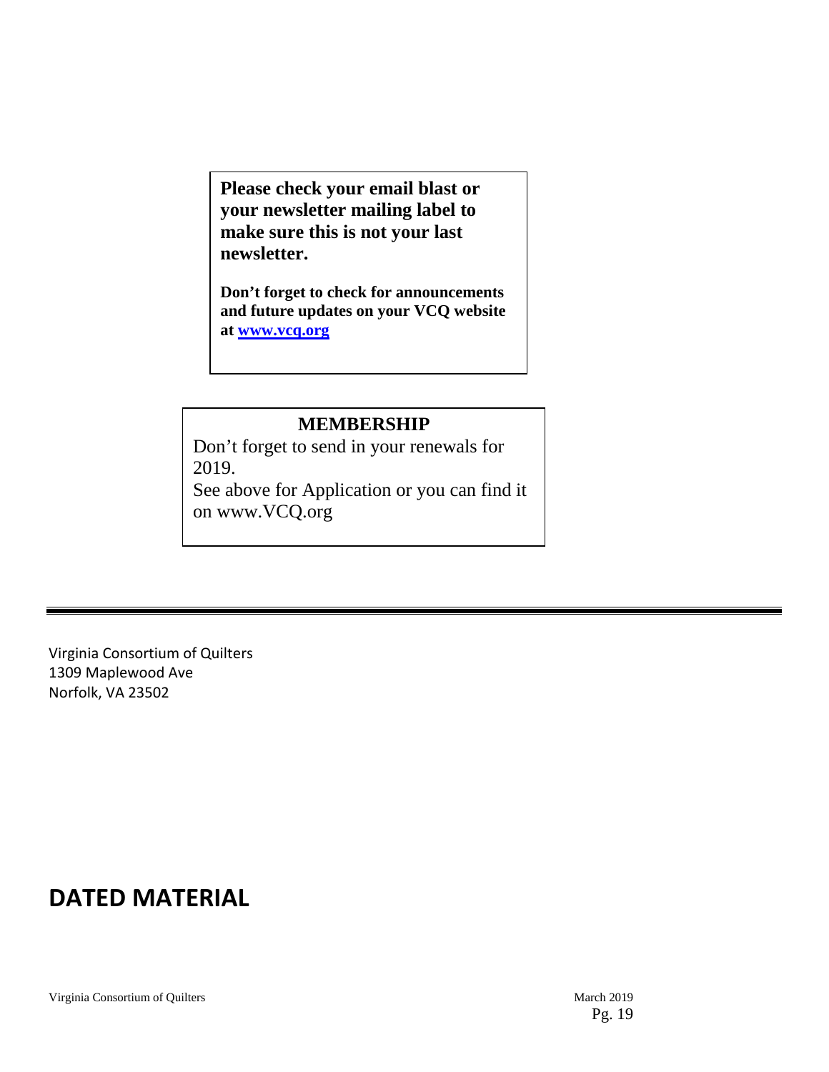**Please check your email blast or your newsletter mailing label to make sure this is not your last newsletter.**

**Don't forget to check for announcements and future updates on your VCQ website at [www.vcq.org](http://www.vcq.org)**

**MEMBERSHIP**

Don't forget to send in your renewals for 2019.

See above for Application or you can find it on www.VCQ.org

---

Virginia Consortium of Quilters
1309 Maplewood Ave
Norfolk, VA 23502

# DATED MATERIAL